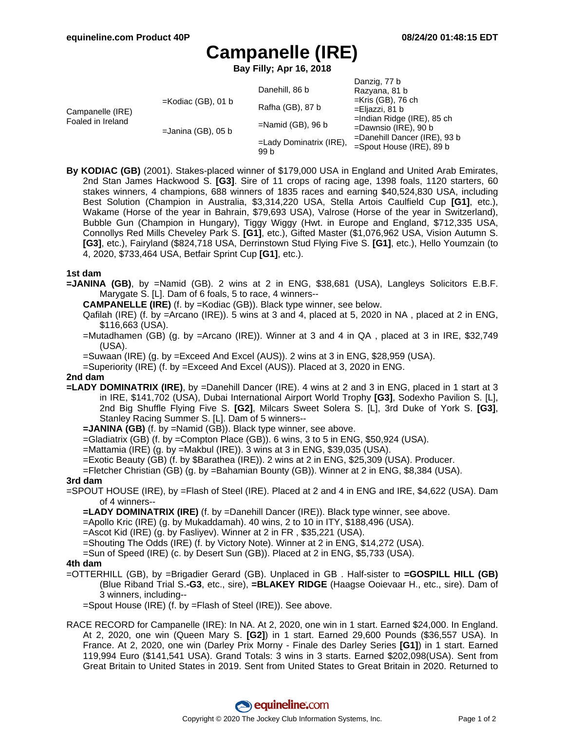equineline.com Product 40P — 08/24/20 01:48:15 EDT

# Campanelle (IRE)

**Bay Filly; Apr 16, 2018**

| | | | |
|---|---|---|---|
| Campanelle (IRE) Foaled in Ireland | =Kodiac (GB), 01 b | Danehill, 86 b | Danzig, 77 b |
| | | | Razyana, 81 b |
| | | Rafha (GB), 87 b | =Kris (GB), 76 ch |
| | | | =Eljazzi, 81 b |
| | =Janina (GB), 05 b | =Namid (GB), 96 b | =Indian Ridge (IRE), 85 ch |
| | | | =Dawnsio (IRE), 90 b |
| | | =Lady Dominatrix (IRE), 99 b | =Danehill Dancer (IRE), 93 b |
| | | | =Spout House (IRE), 89 b |

**By KODIAC (GB)** (2001). Stakes-placed winner of $179,000 USA in England and United Arab Emirates, 2nd Stan James Hackwood S. **[G3]**. Sire of 11 crops of racing age, 1398 foals, 1120 starters, 60 stakes winners, 4 champions, 688 winners of 1835 races and earning $40,524,830 USA, including Best Solution (Champion in Australia, $3,314,220 USA, Stella Artois Caulfield Cup **[G1]**, etc.), Wakame (Horse of the year in Bahrain, $79,693 USA), Valrose (Horse of the year in Switzerland), Bubble Gun (Champion in Hungary), Tiggy Wiggy (Hwt. in Europe and England, $712,335 USA, Connollys Red Mills Cheveley Park S. **[G1]**, etc.), Gifted Master ($1,076,962 USA, Vision Autumn S. **[G3]**, etc.), Fairyland ($824,718 USA, Derrinstown Stud Flying Five S. **[G1]**, etc.), Hello Youmzain (to 4, 2020, $733,464 USA, Betfair Sprint Cup **[G1]**, etc.).

**1st dam**

**=JANINA (GB)**, by =Namid (GB). 2 wins at 2 in ENG, $38,681 (USA), Langleys Solicitors E.B.F. Marygate S. [L]. Dam of 6 foals, 5 to race, 4 winners--

**CAMPANELLE (IRE)** (f. by =Kodiac (GB)). Black type winner, see below.

Qafilah (IRE) (f. by =Arcano (IRE)). 5 wins at 3 and 4, placed at 5, 2020 in NA , placed at 2 in ENG, $116,663 (USA).

=Mutadhamen (GB) (g. by =Arcano (IRE)). Winner at 3 and 4 in QA , placed at 3 in IRE, $32,749 (USA).

=Suwaan (IRE) (g. by =Exceed And Excel (AUS)). 2 wins at 3 in ENG, $28,959 (USA).

=Superiority (IRE) (f. by =Exceed And Excel (AUS)). Placed at 3, 2020 in ENG.

**2nd dam**

**=LADY DOMINATRIX (IRE)**, by =Danehill Dancer (IRE). 4 wins at 2 and 3 in ENG, placed in 1 start at 3 in IRE, $141,702 (USA), Dubai International Airport World Trophy **[G3]**, Sodexho Pavilion S. [L], 2nd Big Shuffle Flying Five S. **[G2]**, Milcars Sweet Solera S. [L], 3rd Duke of York S. **[G3]**, Stanley Racing Summer S. [L]. Dam of 5 winners--

**=JANINA (GB)** (f. by =Namid (GB)). Black type winner, see above.

=Gladiatrix (GB) (f. by =Compton Place (GB)). 6 wins, 3 to 5 in ENG, $50,924 (USA).

=Mattamia (IRE) (g. by =Makbul (IRE)). 3 wins at 3 in ENG, $39,035 (USA).

=Exotic Beauty (GB) (f. by $Barathea (IRE)). 2 wins at 2 in ENG, $25,309 (USA). Producer.

=Fletcher Christian (GB) (g. by =Bahamian Bounty (GB)). Winner at 2 in ENG, $8,384 (USA).

**3rd dam**

=SPOUT HOUSE (IRE), by =Flash of Steel (IRE). Placed at 2 and 4 in ENG and IRE, $4,622 (USA). Dam of 4 winners--

**=LADY DOMINATRIX (IRE)** (f. by =Danehill Dancer (IRE)). Black type winner, see above.

=Apollo Kric (IRE) (g. by Mukaddamah). 40 wins, 2 to 10 in ITY, $188,496 (USA).

=Ascot Kid (IRE) (g. by Fasliyev). Winner at 2 in FR , $35,221 (USA).

=Shouting The Odds (IRE) (f. by Victory Note). Winner at 2 in ENG, $14,272 (USA).

=Sun of Speed (IRE) (c. by Desert Sun (GB)). Placed at 2 in ENG, $5,733 (USA).

**4th dam**

=OTTERHILL (GB), by =Brigadier Gerard (GB). Unplaced in GB . Half-sister to **=GOSPILL HILL (GB)** (Blue Riband Trial S.**-G3**, etc., sire), **=BLAKEY RIDGE** (Haagse Ooievaar H., etc., sire). Dam of 3 winners, including--

=Spout House (IRE) (f. by =Flash of Steel (IRE)). See above.

RACE RECORD for Campanelle (IRE): In NA. At 2, 2020, one win in 1 start. Earned $24,000. In England. At 2, 2020, one win (Queen Mary S. **[G2]**) in 1 start. Earned 29,600 Pounds ($36,557 USA). In France. At 2, 2020, one win (Darley Prix Morny - Finale des Darley Series **[G1]**) in 1 start. Earned 119,994 Euro ($141,541 USA). Grand Totals: 3 wins in 3 starts. Earned $202,098(USA). Sent from Great Britain to United States in 2019. Sent from United States to Great Britain in 2020. Returned to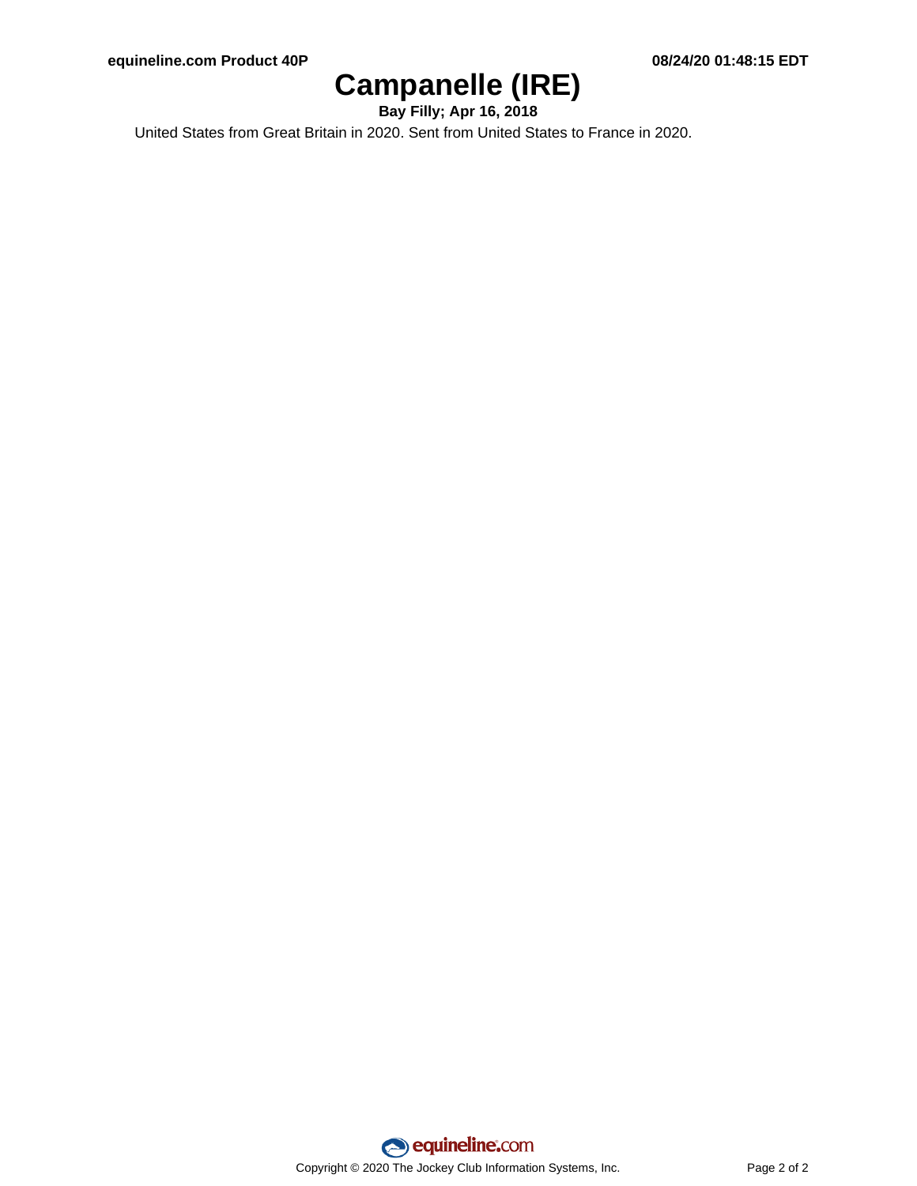# Campanelle (IRE)

**Bay Filly; Apr 16, 2018**

United States from Great Britain in 2020. Sent from United States to France in 2020.